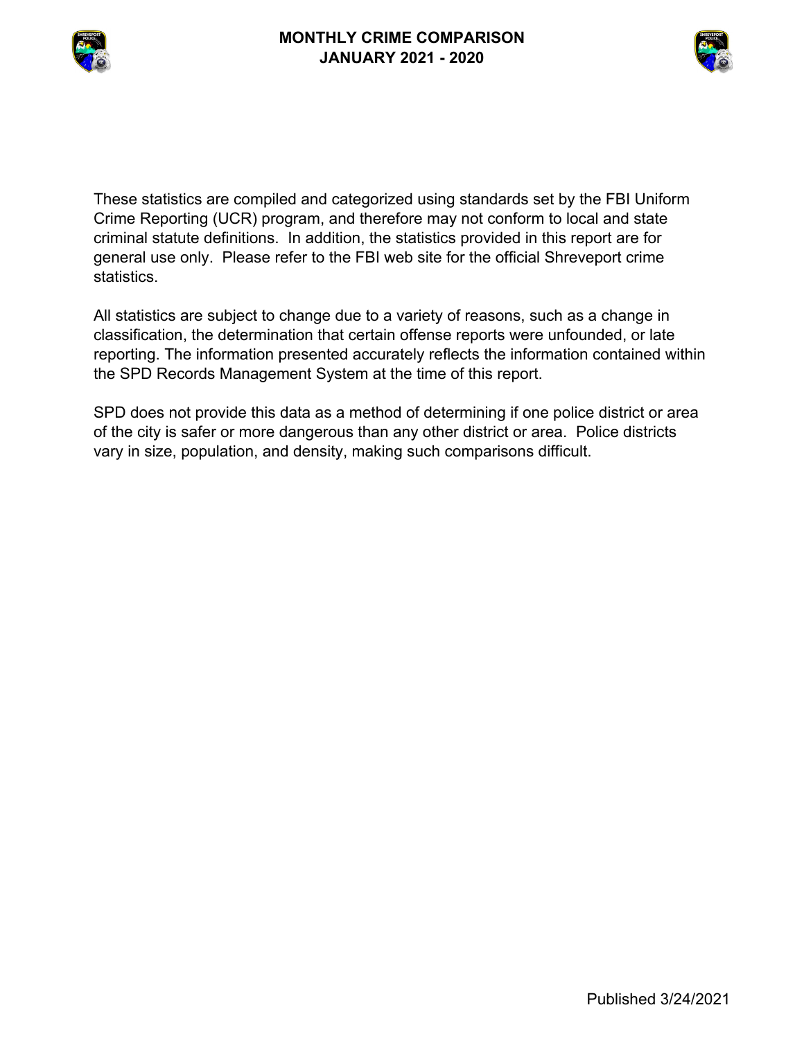# MONTHLY CRIME COMPARISON
## JANUARY 2021 - 2020

These statistics are compiled and categorized using standards set by the FBI Uniform Crime Reporting (UCR) program, and therefore may not conform to local and state criminal statute definitions. In addition, the statistics provided in this report are for general use only. Please refer to the FBI web site for the official Shreveport crime statistics.

All statistics are subject to change due to a variety of reasons, such as a change in classification, the determination that certain offense reports were unfounded, or late reporting. The information presented accurately reflects the information contained within the SPD Records Management System at the time of this report.

SPD does not provide this data as a method of determining if one police district or area of the city is safer or more dangerous than any other district or area. Police districts vary in size, population, and density, making such comparisons difficult.

Published 3/24/2021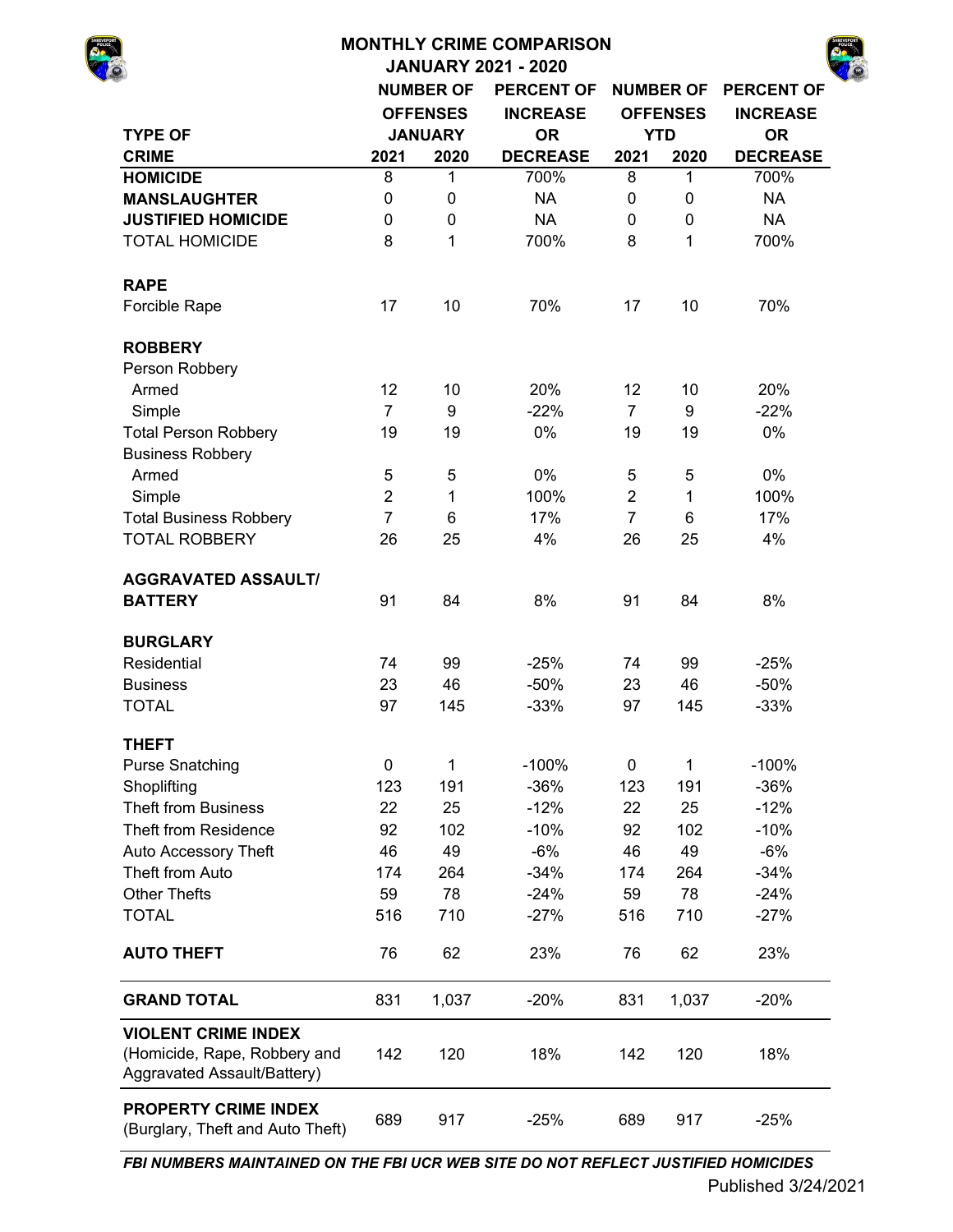# MONTHLY CRIME COMPARISON

## JANUARY 2021 - 2020

| TYPE OF CRIME | NUMBER OF OFFENSES JANUARY 2021 | NUMBER OF OFFENSES JANUARY 2020 | PERCENT OF INCREASE OR DECREASE | NUMBER OF OFFENSES YTD 2021 | NUMBER OF OFFENSES YTD 2020 | PERCENT OF INCREASE OR DECREASE |
|---|---|---|---|---|---|---|
| **HOMICIDE** | 8 | 1 | 700% | 8 | 1 | 700% |
| **MANSLAUGHTER** | 0 | 0 | NA | 0 | 0 | NA |
| **JUSTIFIED HOMICIDE** | 0 | 0 | NA | 0 | 0 | NA |
| TOTAL HOMICIDE | 8 | 1 | 700% | 8 | 1 | 700% |
| **RAPE** | | | | | | |
| Forcible Rape | 17 | 10 | 70% | 17 | 10 | 70% |
| **ROBBERY** | | | | | | |
| Person Robbery | | | | | | |
| Armed | 12 | 10 | 20% | 12 | 10 | 20% |
| Simple | 7 | 9 | -22% | 7 | 9 | -22% |
| Total Person Robbery | 19 | 19 | 0% | 19 | 19 | 0% |
| Business Robbery | | | | | | |
| Armed | 5 | 5 | 0% | 5 | 5 | 0% |
| Simple | 2 | 1 | 100% | 2 | 1 | 100% |
| Total Business Robbery | 7 | 6 | 17% | 7 | 6 | 17% |
| TOTAL ROBBERY | 26 | 25 | 4% | 26 | 25 | 4% |
| **AGGRAVATED ASSAULT/ BATTERY** | 91 | 84 | 8% | 91 | 84 | 8% |
| **BURGLARY** | | | | | | |
| Residential | 74 | 99 | -25% | 74 | 99 | -25% |
| Business | 23 | 46 | -50% | 23 | 46 | -50% |
| TOTAL | 97 | 145 | -33% | 97 | 145 | -33% |
| **THEFT** | | | | | | |
| Purse Snatching | 0 | 1 | -100% | 0 | 1 | -100% |
| Shoplifting | 123 | 191 | -36% | 123 | 191 | -36% |
| Theft from Business | 22 | 25 | -12% | 22 | 25 | -12% |
| Theft from Residence | 92 | 102 | -10% | 92 | 102 | -10% |
| Auto Accessory Theft | 46 | 49 | -6% | 46 | 49 | -6% |
| Theft from Auto | 174 | 264 | -34% | 174 | 264 | -34% |
| Other Thefts | 59 | 78 | -24% | 59 | 78 | -24% |
| TOTAL | 516 | 710 | -27% | 516 | 710 | -27% |
| **AUTO THEFT** | 76 | 62 | 23% | 76 | 62 | 23% |
| **GRAND TOTAL** | 831 | 1,037 | -20% | 831 | 1,037 | -20% |
| **VIOLENT CRIME INDEX** (Homicide, Rape, Robbery and Aggravated Assault/Battery) | 142 | 120 | 18% | 142 | 120 | 18% |
| **PROPERTY CRIME INDEX** (Burglary, Theft and Auto Theft) | 689 | 917 | -25% | 689 | 917 | -25% |

***FBI NUMBERS MAINTAINED ON THE FBI UCR WEB SITE DO NOT REFLECT JUSTIFIED HOMICIDES***

Published 3/24/2021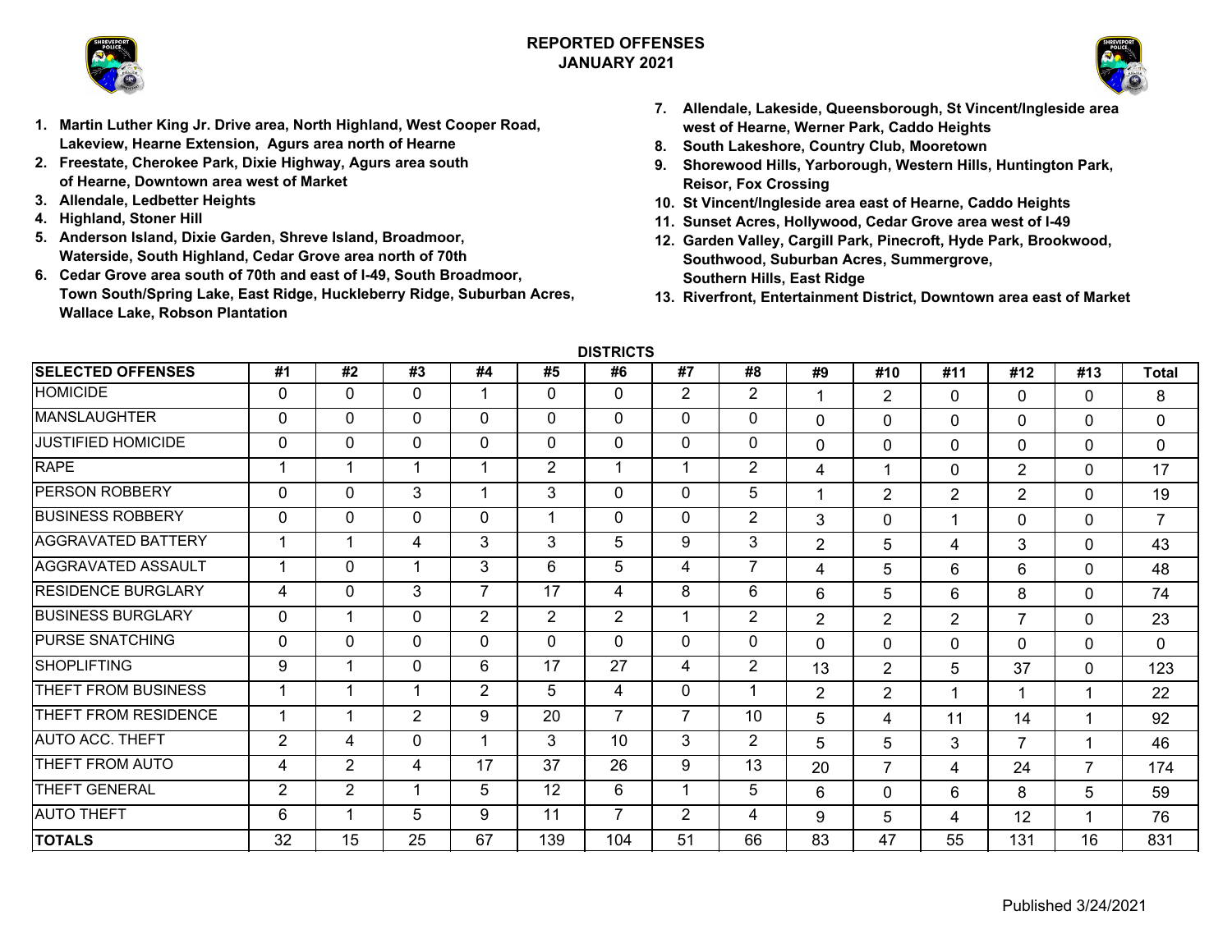# REPORTED OFFENSES
## JANUARY 2021

1. Martin Luther King Jr. Drive area, North Highland, West Cooper Road, Lakeview, Hearne Extension, Agurs area north of Hearne
2. Freestate, Cherokee Park, Dixie Highway, Agurs area south of Hearne, Downtown area west of Market
3. Allendale, Ledbetter Heights
4. Highland, Stoner Hill
5. Anderson Island, Dixie Garden, Shreve Island, Broadmoor, Waterside, South Highland, Cedar Grove area north of 70th
6. Cedar Grove area south of 70th and east of I-49, South Broadmoor, Town South/Spring Lake, East Ridge, Huckleberry Ridge, Suburban Acres, Wallace Lake, Robson Plantation
7. Allendale, Lakeside, Queensborough, St Vincent/Ingleside area west of Hearne, Werner Park, Caddo Heights
8. South Lakeshore, Country Club, Mooretown
9. Shorewood Hills, Yarborough, Western Hills, Huntington Park, Reisor, Fox Crossing
10. St Vincent/Ingleside area east of Hearne, Caddo Heights
11. Sunset Acres, Hollywood, Cedar Grove area west of I-49
12. Garden Valley, Cargill Park, Pinecroft, Hyde Park, Brookwood, Southwood, Suburban Acres, Summergrove, Southern Hills, East Ridge
13. Riverfront, Entertainment District, Downtown area east of Market

**DISTRICTS**

| SELECTED OFFENSES | #1 | #2 | #3 | #4 | #5 | #6 | #7 | #8 | #9 | #10 | #11 | #12 | #13 | Total |
|---|---|---|---|---|---|---|---|---|---|---|---|---|---|---|
| HOMICIDE | 0 | 0 | 0 | 1 | 0 | 0 | 2 | 2 | 1 | 2 | 0 | 0 | 0 | 8 |
| MANSLAUGHTER | 0 | 0 | 0 | 0 | 0 | 0 | 0 | 0 | 0 | 0 | 0 | 0 | 0 | 0 |
| JUSTIFIED HOMICIDE | 0 | 0 | 0 | 0 | 0 | 0 | 0 | 0 | 0 | 0 | 0 | 0 | 0 | 0 |
| RAPE | 1 | 1 | 1 | 1 | 2 | 1 | 1 | 2 | 4 | 1 | 0 | 2 | 0 | 17 |
| PERSON ROBBERY | 0 | 0 | 3 | 1 | 3 | 0 | 0 | 5 | 1 | 2 | 2 | 2 | 0 | 19 |
| BUSINESS ROBBERY | 0 | 0 | 0 | 0 | 1 | 0 | 0 | 2 | 3 | 0 | 1 | 0 | 0 | 7 |
| AGGRAVATED BATTERY | 1 | 1 | 4 | 3 | 3 | 5 | 9 | 3 | 2 | 5 | 4 | 3 | 0 | 43 |
| AGGRAVATED ASSAULT | 1 | 0 | 1 | 3 | 6 | 5 | 4 | 7 | 4 | 5 | 6 | 6 | 0 | 48 |
| RESIDENCE BURGLARY | 4 | 0 | 3 | 7 | 17 | 4 | 8 | 6 | 6 | 5 | 6 | 8 | 0 | 74 |
| BUSINESS BURGLARY | 0 | 1 | 0 | 2 | 2 | 2 | 1 | 2 | 2 | 2 | 2 | 7 | 0 | 23 |
| PURSE SNATCHING | 0 | 0 | 0 | 0 | 0 | 0 | 0 | 0 | 0 | 0 | 0 | 0 | 0 | 0 |
| SHOPLIFTING | 9 | 1 | 0 | 6 | 17 | 27 | 4 | 2 | 13 | 2 | 5 | 37 | 0 | 123 |
| THEFT FROM BUSINESS | 1 | 1 | 1 | 2 | 5 | 4 | 0 | 1 | 2 | 2 | 1 | 1 | 1 | 22 |
| THEFT FROM RESIDENCE | 1 | 1 | 2 | 9 | 20 | 7 | 7 | 10 | 5 | 4 | 11 | 14 | 1 | 92 |
| AUTO ACC. THEFT | 2 | 4 | 0 | 1 | 3 | 10 | 3 | 2 | 5 | 5 | 3 | 7 | 1 | 46 |
| THEFT FROM AUTO | 4 | 2 | 4 | 17 | 37 | 26 | 9 | 13 | 20 | 7 | 4 | 24 | 7 | 174 |
| THEFT GENERAL | 2 | 2 | 1 | 5 | 12 | 6 | 1 | 5 | 6 | 0 | 6 | 8 | 5 | 59 |
| AUTO THEFT | 6 | 1 | 5 | 9 | 11 | 7 | 2 | 4 | 9 | 5 | 4 | 12 | 1 | 76 |
| **TOTALS** | 32 | 15 | 25 | 67 | 139 | 104 | 51 | 66 | 83 | 47 | 55 | 131 | 16 | 831 |

Published 3/24/2021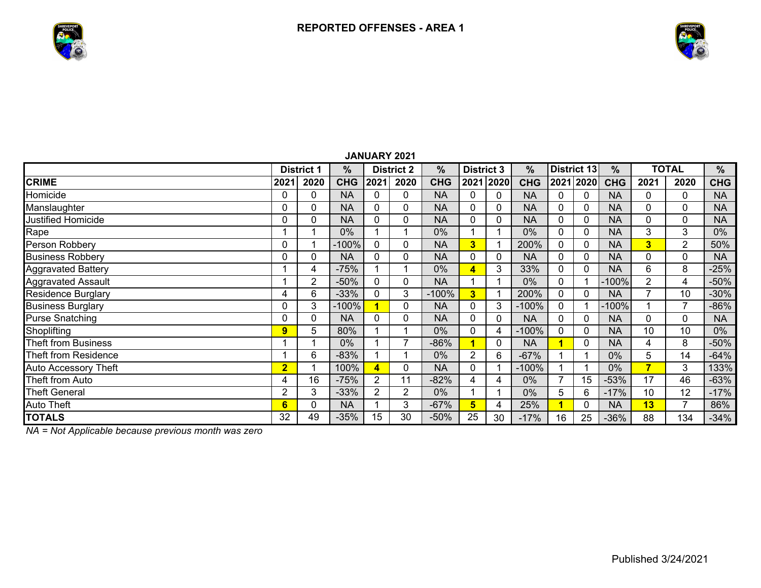# REPORTED OFFENSES - AREA 1

## JANUARY 2021

| CRIME | District 1 | | % | District 2 | | % | District 3 | | % | District 13 | | % | TOTAL | | % |
|---|---|---|---|---|---|---|---|---|---|---|---|---|---|---|---|
| | 2021 | 2020 | CHG | 2021 | 2020 | CHG | 2021 | 2020 | CHG | 2021 | 2020 | CHG | 2021 | 2020 | CHG |
| Homicide | 0 | 0 | NA | 0 | 0 | NA | 0 | 0 | NA | 0 | 0 | NA | 0 | 0 | NA |
| Manslaughter | 0 | 0 | NA | 0 | 0 | NA | 0 | 0 | NA | 0 | 0 | NA | 0 | 0 | NA |
| Justified Homicide | 0 | 0 | NA | 0 | 0 | NA | 0 | 0 | NA | 0 | 0 | NA | 0 | 0 | NA |
| Rape | 1 | 1 | 0% | 1 | 1 | 0% | 1 | 1 | 0% | 0 | 0 | NA | 3 | 3 | 0% |
| Person Robbery | 0 | 1 | -100% | 0 | 0 | NA | **3** | 1 | 200% | 0 | 0 | NA | **3** | 2 | 50% |
| Business Robbery | 0 | 0 | NA | 0 | 0 | NA | 0 | 0 | NA | 0 | 0 | NA | 0 | 0 | NA |
| Aggravated Battery | 1 | 4 | -75% | 1 | 1 | 0% | **4** | 3 | 33% | 0 | 0 | NA | 6 | 8 | -25% |
| Aggravated Assault | 1 | 2 | -50% | 0 | 0 | NA | 1 | 1 | 0% | 0 | 1 | -100% | 2 | 4 | -50% |
| Residence Burglary | 4 | 6 | -33% | 0 | 3 | -100% | **3** | 1 | 200% | 0 | 0 | NA | 7 | 10 | -30% |
| Business Burglary | 0 | 3 | -100% | **1** | 0 | NA | 0 | 3 | -100% | 0 | 1 | -100% | 1 | 7 | -86% |
| Purse Snatching | 0 | 0 | NA | 0 | 0 | NA | 0 | 0 | NA | 0 | 0 | NA | 0 | 0 | NA |
| Shoplifting | **9** | 5 | 80% | 1 | 1 | 0% | 0 | 4 | -100% | 0 | 0 | NA | 10 | 10 | 0% |
| Theft from Business | 1 | 1 | 0% | 1 | 7 | -86% | **1** | 0 | NA | **1** | 0 | NA | 4 | 8 | -50% |
| Theft from Residence | 1 | 6 | -83% | 1 | 1 | 0% | 2 | 6 | -67% | 1 | 1 | 0% | 5 | 14 | -64% |
| Auto Accessory Theft | **2** | 1 | 100% | **4** | 0 | NA | 0 | 1 | -100% | 1 | 1 | 0% | **7** | 3 | 133% |
| Theft from Auto | 4 | 16 | -75% | 2 | 11 | -82% | 4 | 4 | 0% | 7 | 15 | -53% | 17 | 46 | -63% |
| Theft General | 2 | 3 | -33% | 2 | 2 | 0% | 1 | 1 | 0% | 5 | 6 | -17% | 10 | 12 | -17% |
| Auto Theft | **6** | 0 | NA | 1 | 3 | -67% | **5** | 4 | 25% | **1** | 0 | NA | **13** | 7 | 86% |
| **TOTALS** | 32 | 49 | -35% | 15 | 30 | -50% | 25 | 30 | -17% | 16 | 25 | -36% | 88 | 134 | -34% |

*NA = Not Applicable because previous month was zero*

Published 3/24/2021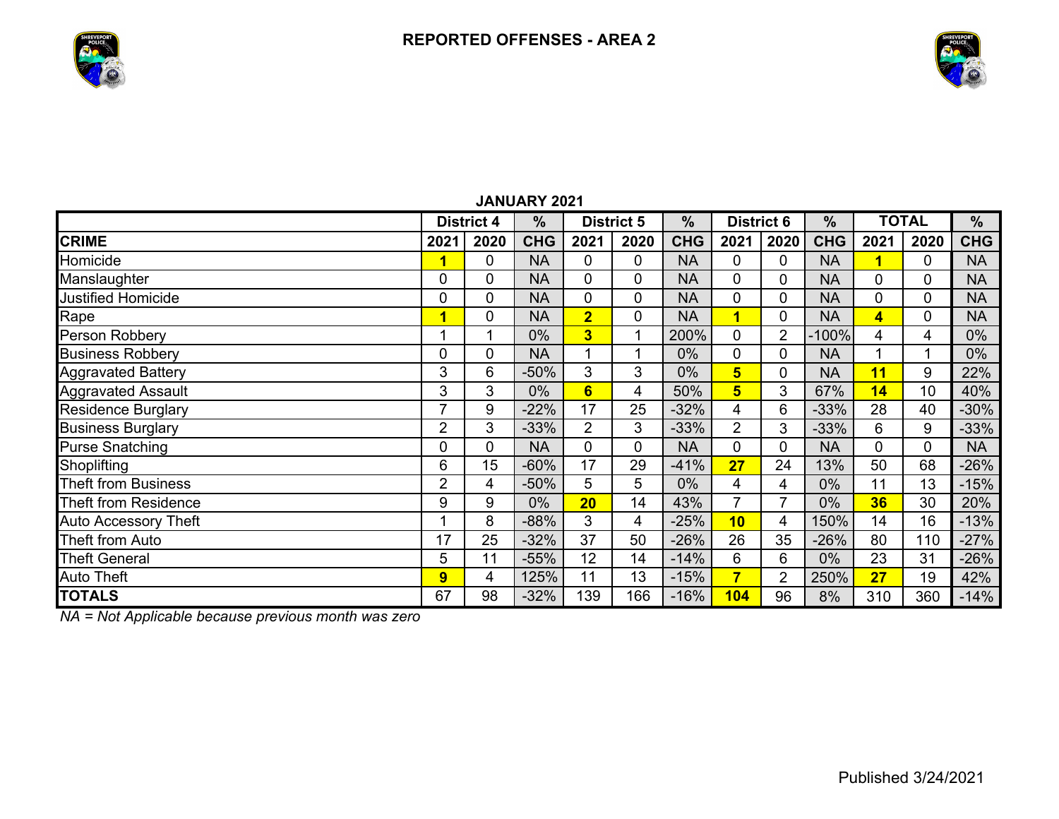# REPORTED OFFENSES - AREA 2

**JANUARY 2021**

| | District 4 | | % | District 5 | | % | District 6 | | % | TOTAL | | % |
|---|---|---|---|---|---|---|---|---|---|---|---|---|
| **CRIME** | **2021** | **2020** | **CHG** | **2021** | **2020** | **CHG** | **2021** | **2020** | **CHG** | **2021** | **2020** | **CHG** |
| Homicide | **1** | 0 | NA | 0 | 0 | NA | 0 | 0 | NA | **1** | 0 | NA |
| Manslaughter | 0 | 0 | NA | 0 | 0 | NA | 0 | 0 | NA | 0 | 0 | NA |
| Justified Homicide | 0 | 0 | NA | 0 | 0 | NA | 0 | 0 | NA | 0 | 0 | NA |
| Rape | **1** | 0 | NA | **2** | 0 | NA | **1** | 0 | NA | **4** | 0 | NA |
| Person Robbery | 1 | 1 | 0% | **3** | 1 | 200% | 0 | 2 | -100% | 4 | 4 | 0% |
| Business Robbery | 0 | 0 | NA | 1 | 1 | 0% | 0 | 0 | NA | 1 | 1 | 0% |
| Aggravated Battery | 3 | 6 | -50% | 3 | 3 | 0% | **5** | 0 | NA | **11** | 9 | 22% |
| Aggravated Assault | 3 | 3 | 0% | **6** | 4 | 50% | **5** | 3 | 67% | **14** | 10 | 40% |
| Residence Burglary | 7 | 9 | -22% | 17 | 25 | -32% | 4 | 6 | -33% | 28 | 40 | -30% |
| Business Burglary | 2 | 3 | -33% | 2 | 3 | -33% | 2 | 3 | -33% | 6 | 9 | -33% |
| Purse Snatching | 0 | 0 | NA | 0 | 0 | NA | 0 | 0 | NA | 0 | 0 | NA |
| Shoplifting | 6 | 15 | -60% | 17 | 29 | -41% | **27** | 24 | 13% | 50 | 68 | -26% |
| Theft from Business | 2 | 4 | -50% | 5 | 5 | 0% | 4 | 4 | 0% | 11 | 13 | -15% |
| Theft from Residence | 9 | 9 | 0% | **20** | 14 | 43% | 7 | 7 | 0% | **36** | 30 | 20% |
| Auto Accessory Theft | 1 | 8 | -88% | 3 | 4 | -25% | **10** | 4 | 150% | 14 | 16 | -13% |
| Theft from Auto | 17 | 25 | -32% | 37 | 50 | -26% | 26 | 35 | -26% | 80 | 110 | -27% |
| Theft General | 5 | 11 | -55% | 12 | 14 | -14% | 6 | 6 | 0% | 23 | 31 | -26% |
| Auto Theft | **9** | 4 | 125% | 11 | 13 | -15% | **7** | 2 | 250% | **27** | 19 | 42% |
| **TOTALS** | 67 | 98 | -32% | 139 | 166 | -16% | **104** | 96 | 8% | 310 | 360 | -14% |

*NA = Not Applicable because previous month was zero*

Published 3/24/2021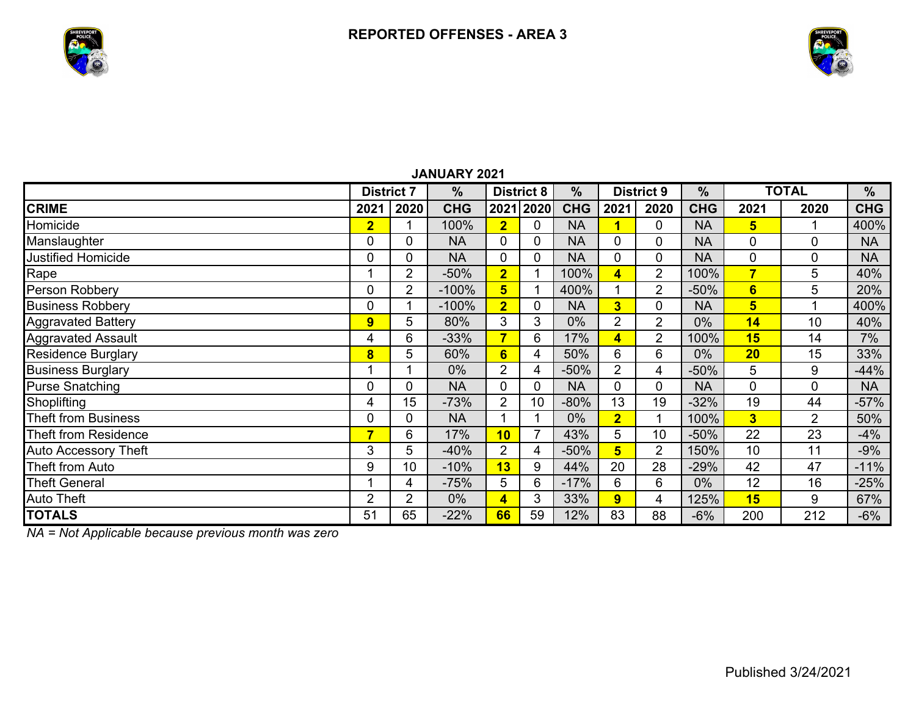# REPORTED OFFENSES - AREA 3

## JANUARY 2021

| | District 7 | | % | District 8 | | % | District 9 | | % | TOTAL | | % |
|---|---|---|---|---|---|---|---|---|---|---|---|---|
| **CRIME** | **2021** | **2020** | **CHG** | **2021** | **2020** | **CHG** | **2021** | **2020** | **CHG** | **2021** | **2020** | **CHG** |
| Homicide | **2** | 1 | 100% | **2** | 0 | NA | **1** | 0 | NA | **5** | 1 | 400% |
| Manslaughter | 0 | 0 | NA | 0 | 0 | NA | 0 | 0 | NA | 0 | 0 | NA |
| Justified Homicide | 0 | 0 | NA | 0 | 0 | NA | 0 | 0 | NA | 0 | 0 | NA |
| Rape | 1 | 2 | -50% | **2** | 1 | 100% | **4** | 2 | 100% | **7** | 5 | 40% |
| Person Robbery | 0 | 2 | -100% | **5** | 1 | 400% | 1 | 2 | -50% | **6** | 5 | 20% |
| Business Robbery | 0 | 1 | -100% | **2** | 0 | NA | **3** | 0 | NA | **5** | 1 | 400% |
| Aggravated Battery | **9** | 5 | 80% | 3 | 3 | 0% | 2 | 2 | 0% | **14** | 10 | 40% |
| Aggravated Assault | 4 | 6 | -33% | **7** | 6 | 17% | **4** | 2 | 100% | **15** | 14 | 7% |
| Residence Burglary | **8** | 5 | 60% | **6** | 4 | 50% | 6 | 6 | 0% | **20** | 15 | 33% |
| Business Burglary | 1 | 1 | 0% | 2 | 4 | -50% | 2 | 4 | -50% | 5 | 9 | -44% |
| Purse Snatching | 0 | 0 | NA | 0 | 0 | NA | 0 | 0 | NA | 0 | 0 | NA |
| Shoplifting | 4 | 15 | -73% | 2 | 10 | -80% | 13 | 19 | -32% | 19 | 44 | -57% |
| Theft from Business | 0 | 0 | NA | 1 | 1 | 0% | **2** | 1 | 100% | **3** | 2 | 50% |
| Theft from Residence | **7** | 6 | 17% | **10** | 7 | 43% | 5 | 10 | -50% | 22 | 23 | -4% |
| Auto Accessory Theft | 3 | 5 | -40% | 2 | 4 | -50% | **5** | 2 | 150% | 10 | 11 | -9% |
| Theft from Auto | 9 | 10 | -10% | **13** | 9 | 44% | 20 | 28 | -29% | 42 | 47 | -11% |
| Theft General | 1 | 4 | -75% | 5 | 6 | -17% | 6 | 6 | 0% | 12 | 16 | -25% |
| Auto Theft | 2 | 2 | 0% | **4** | 3 | 33% | **9** | 4 | 125% | **15** | 9 | 67% |
| **TOTALS** | 51 | 65 | -22% | **66** | 59 | 12% | 83 | 88 | -6% | 200 | 212 | -6% |

*NA = Not Applicable because previous month was zero*

Published 3/24/2021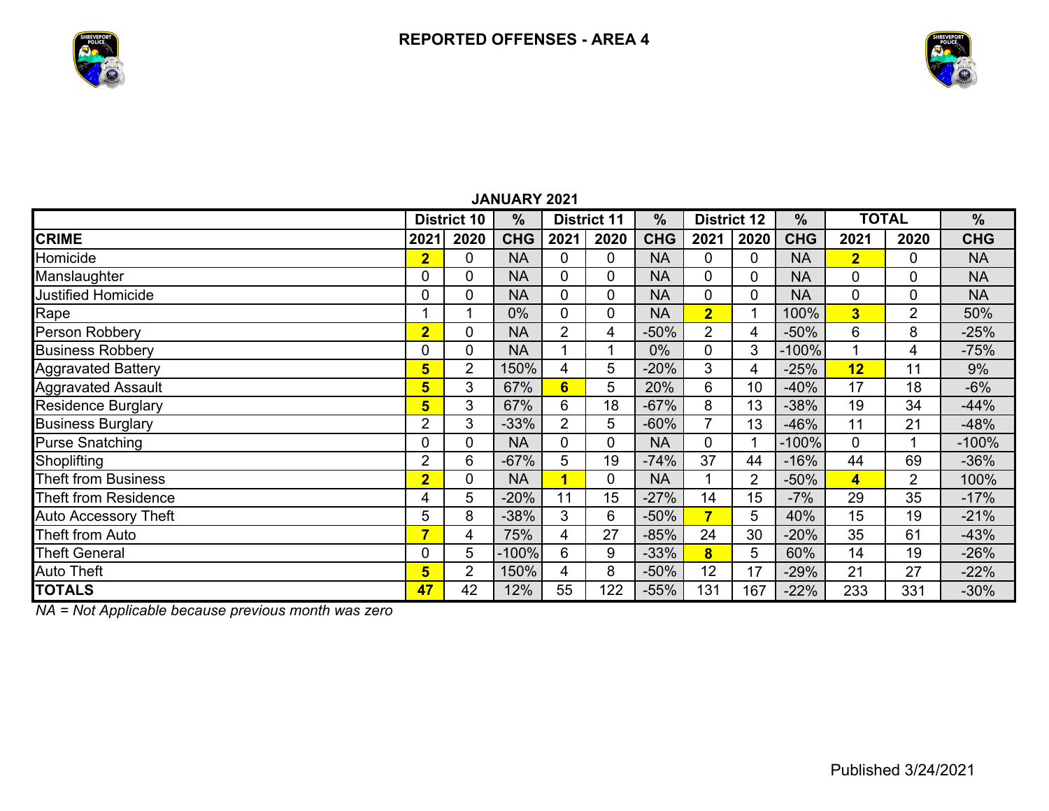# REPORTED OFFENSES - AREA 4

**JANUARY 2021**

| | District 10 | | % | District 11 | | % | District 12 | | % | TOTAL | | % |
|---|---|---|---|---|---|---|---|---|---|---|---|---|
| **CRIME** | **2021** | **2020** | **CHG** | **2021** | **2020** | **CHG** | **2021** | **2020** | **CHG** | **2021** | **2020** | **CHG** |
| Homicide | **2** | 0 | NA | 0 | 0 | NA | 0 | 0 | NA | **2** | 0 | NA |
| Manslaughter | 0 | 0 | NA | 0 | 0 | NA | 0 | 0 | NA | 0 | 0 | NA |
| Justified Homicide | 0 | 0 | NA | 0 | 0 | NA | 0 | 0 | NA | 0 | 0 | NA |
| Rape | 1 | 1 | 0% | 0 | 0 | NA | **2** | 1 | 100% | **3** | 2 | 50% |
| Person Robbery | **2** | 0 | NA | 2 | 4 | -50% | 2 | 4 | -50% | 6 | 8 | -25% |
| Business Robbery | 0 | 0 | NA | 1 | 1 | 0% | 0 | 3 | -100% | 1 | 4 | -75% |
| Aggravated Battery | **5** | 2 | 150% | 4 | 5 | -20% | 3 | 4 | -25% | **12** | 11 | 9% |
| Aggravated Assault | **5** | 3 | 67% | **6** | 5 | 20% | 6 | 10 | -40% | 17 | 18 | -6% |
| Residence Burglary | **5** | 3 | 67% | 6 | 18 | -67% | 8 | 13 | -38% | 19 | 34 | -44% |
| Business Burglary | 2 | 3 | -33% | 2 | 5 | -60% | 7 | 13 | -46% | 11 | 21 | -48% |
| Purse Snatching | 0 | 0 | NA | 0 | 0 | NA | 0 | 1 | -100% | 0 | 1 | -100% |
| Shoplifting | 2 | 6 | -67% | 5 | 19 | -74% | 37 | 44 | -16% | 44 | 69 | -36% |
| Theft from Business | **2** | 0 | NA | **1** | 0 | NA | 1 | 2 | -50% | **4** | 2 | 100% |
| Theft from Residence | 4 | 5 | -20% | 11 | 15 | -27% | 14 | 15 | -7% | 29 | 35 | -17% |
| Auto Accessory Theft | 5 | 8 | -38% | 3 | 6 | -50% | **7** | 5 | 40% | 15 | 19 | -21% |
| Theft from Auto | **7** | 4 | 75% | 4 | 27 | -85% | 24 | 30 | -20% | 35 | 61 | -43% |
| Theft General | 0 | 5 | -100% | 6 | 9 | -33% | **8** | 5 | 60% | 14 | 19 | -26% |
| Auto Theft | **5** | 2 | 150% | 4 | 8 | -50% | 12 | 17 | -29% | 21 | 27 | -22% |
| **TOTALS** | **47** | 42 | 12% | 55 | 122 | -55% | 131 | 167 | -22% | 233 | 331 | -30% |

*NA = Not Applicable because previous month was zero*

Published 3/24/2021